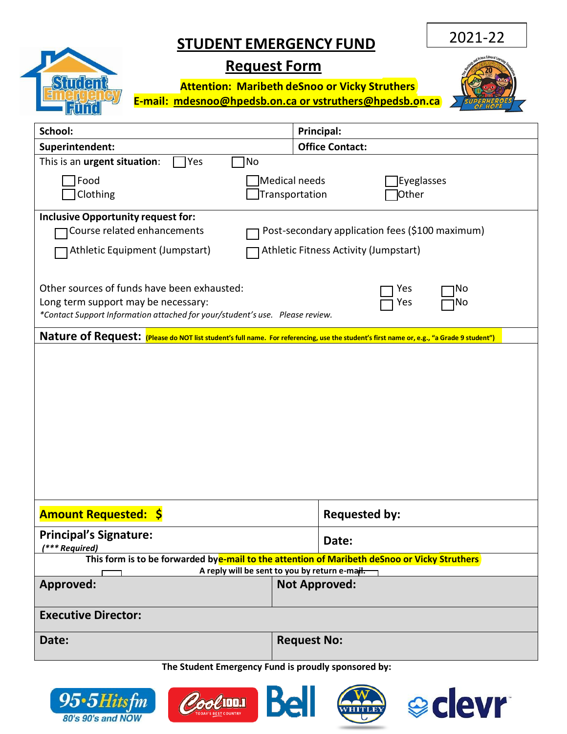2021-22

# STUDENT EMERGENCY FUND

## Request Form

**Attention: Maribeth deSnoo or Vicky Struthers**

**E-mail: mdesnoo@hpedsb.on.ca or vstruthers@hpedsb.on.ca**

| **School:** | **Principal:** |
|---|---|
| **Superintendent:** | **Office Contact:** |

This is an **urgent situation**: ☐ Yes ☐ No

☐ Food ☐ Medical needs ☐ Eyeglasses
☐ Clothing ☐ Transportation ☐ Other

**Inclusive Opportunity request for:**

☐ Course related enhancements ☐ Post-secondary application fees ($100 maximum)
☐ Athletic Equipment (Jumpstart) ☐ Athletic Fitness Activity (Jumpstart)

Other sources of funds have been exhausted: ☐ Yes ☐ No
Long term support may be necessary: ☐ Yes ☐ No
*\*Contact Support Information attached for your/student's use. Please review.*

**Nature of Request:** **(Please do NOT list student's full name. For referencing, use the student's first name or, e.g., "a Grade 9 student")**

| **Amount Requested: $** | **Requested by:** |
|---|---|
| **Principal's Signature:** *(\*\*\* Required)* | **Date:** |

**This form is to be forwarded by e-mail to the attention of Maribeth deSnoo or Vicky Struthers**
**A reply will be sent to you by return e-mail.**

| **Approved:** | **Not Approved:** |
|---|---|
| **Executive Director:** | |
| **Date:** | **Request No:** |

**The Student Emergency Fund is proudly sponsored by:**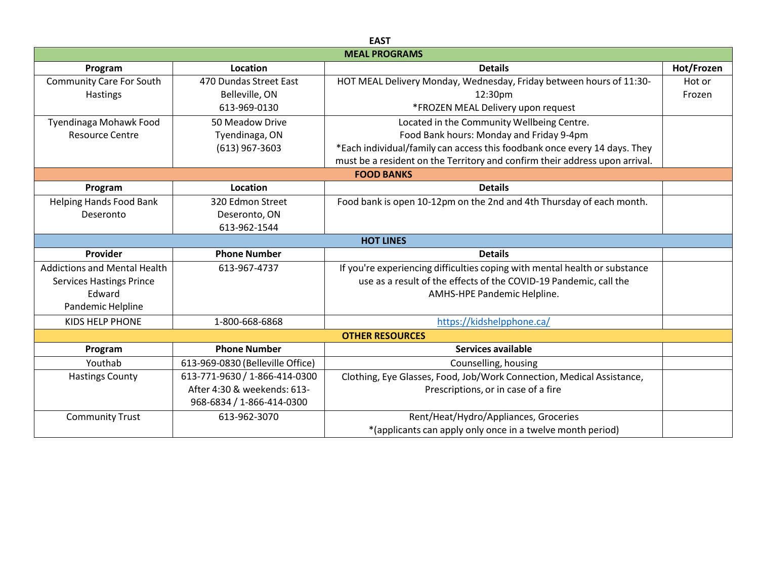## EAST

| MEAL PROGRAMS | | | |
|---|---|---|---|
| **Program** | **Location** | **Details** | **Hot/Frozen** |
| Community Care For South Hastings | 470 Dundas Street East<br>Belleville, ON<br>613-969-0130 | HOT MEAL Delivery Monday, Wednesday, Friday between hours of 11:30-12:30pm<br>*FROZEN MEAL Delivery upon request | Hot or Frozen |
| Tyendinaga Mohawk Food Resource Centre | 50 Meadow Drive<br>Tyendinaga, ON<br>(613) 967-3603 | Located in the Community Wellbeing Centre.<br>Food Bank hours: Monday and Friday 9-4pm<br>*Each individual/family can access this foodbank once every 14 days. They must be a resident on the Territory and confirm their address upon arrival. | |
| **FOOD BANKS** | | | |
| **Program** | **Location** | **Details** | |
| Helping Hands Food Bank Deseronto | 320 Edmon Street<br>Deseronto, ON<br>613-962-1544 | Food bank is open 10-12pm on the 2nd and 4th Thursday of each month. | |
| **HOT LINES** | | | |
| **Provider** | **Phone Number** | **Details** | |
| Addictions and Mental Health Services Hastings Prince Edward<br>Pandemic Helpline | 613-967-4737 | If you're experiencing difficulties coping with mental health or substance use as a result of the effects of the COVID-19 Pandemic, call the AMHS-HPE Pandemic Helpline. | |
| KIDS HELP PHONE | 1-800-668-6868 | https://kidshelpphone.ca/ | |
| **OTHER RESOURCES** | | | |
| **Program** | **Phone Number** | **Services available** | |
| Youthab | 613-969-0830 (Belleville Office) | Counselling, housing | |
| Hastings County | 613-771-9630 / 1-866-414-0300<br>After 4:30 & weekends: 613-968-6834 / 1-866-414-0300 | Clothing, Eye Glasses, Food, Job/Work Connection, Medical Assistance, Prescriptions, or in case of a fire | |
| Community Trust | 613-962-3070 | Rent/Heat/Hydro/Appliances, Groceries<br>*(applicants can apply only once in a twelve month period) | |